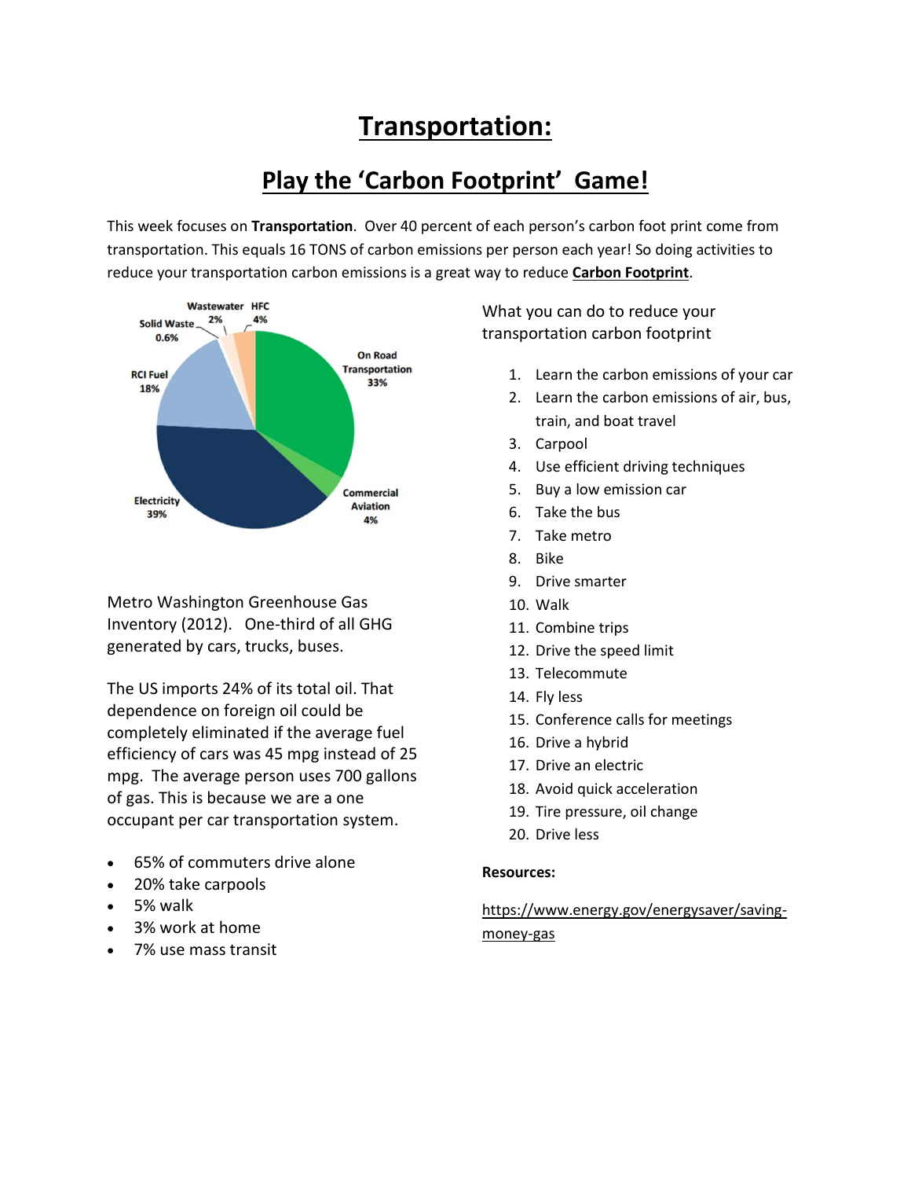# Transportation:

## Play the 'Carbon Footprint' Game!

This week focuses on **Transportation**. Over 40 percent of each person's carbon foot print come from transportation. This equals 16 TONS of carbon emissions per person each year! So doing activities to reduce your transportation carbon emissions is a great way to reduce **Carbon Footprint**.

Metro Washington Greenhouse Gas Inventory (2012). One-third of all GHG generated by cars, trucks, buses.

The US imports 24% of its total oil. That dependence on foreign oil could be completely eliminated if the average fuel efficiency of cars was 45 mpg instead of 25 mpg. The average person uses 700 gallons of gas. This is because we are a one occupant per car transportation system.

- 65% of commuters drive alone
- 20% take carpools
- 5% walk
- 3% work at home
- 7% use mass transit

What you can do to reduce your transportation carbon footprint

1. Learn the carbon emissions of your car
2. Learn the carbon emissions of air, bus, train, and boat travel
3. Carpool
4. Use efficient driving techniques
5. Buy a low emission car
6. Take the bus
7. Take metro
8. Bike
9. Drive smarter
10. Walk
11. Combine trips
12. Drive the speed limit
13. Telecommute
14. Fly less
15. Conference calls for meetings
16. Drive a hybrid
17. Drive an electric
18. Avoid quick acceleration
19. Tire pressure, oil change
20. Drive less

**Resources:**

https://www.energy.gov/energysaver/saving-money-gas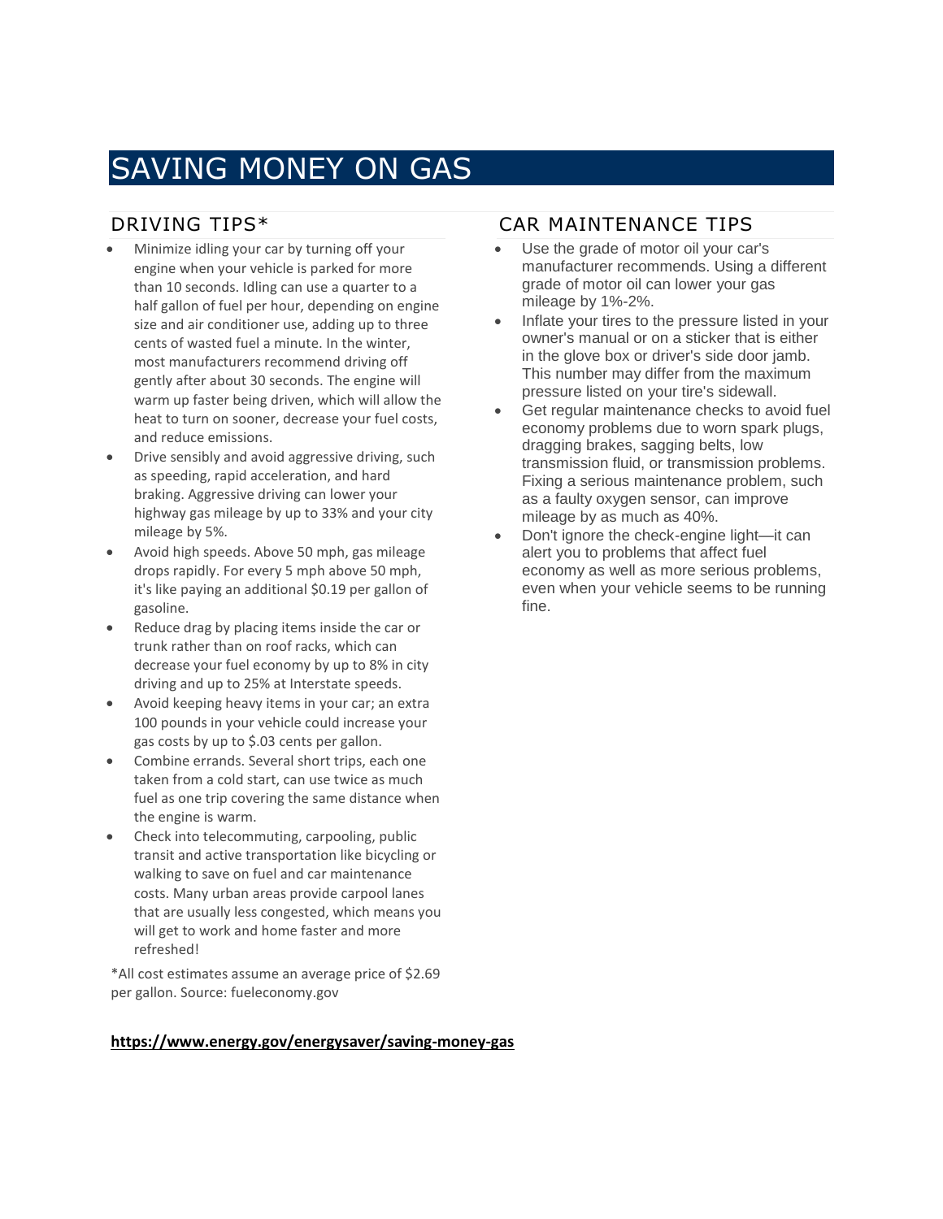# SAVING MONEY ON GAS

## DRIVING TIPS*

- Minimize idling your car by turning off your engine when your vehicle is parked for more than 10 seconds. Idling can use a quarter to a half gallon of fuel per hour, depending on engine size and air conditioner use, adding up to three cents of wasted fuel a minute. In the winter, most manufacturers recommend driving off gently after about 30 seconds. The engine will warm up faster being driven, which will allow the heat to turn on sooner, decrease your fuel costs, and reduce emissions.
- Drive sensibly and avoid aggressive driving, such as speeding, rapid acceleration, and hard braking. Aggressive driving can lower your highway gas mileage by up to 33% and your city mileage by 5%.
- Avoid high speeds. Above 50 mph, gas mileage drops rapidly. For every 5 mph above 50 mph, it's like paying an additional $0.19 per gallon of gasoline.
- Reduce drag by placing items inside the car or trunk rather than on roof racks, which can decrease your fuel economy by up to 8% in city driving and up to 25% at Interstate speeds.
- Avoid keeping heavy items in your car; an extra 100 pounds in your vehicle could increase your gas costs by up to $.03 cents per gallon.
- Combine errands. Several short trips, each one taken from a cold start, can use twice as much fuel as one trip covering the same distance when the engine is warm.
- Check into telecommuting, carpooling, public transit and active transportation like bicycling or walking to save on fuel and car maintenance costs. Many urban areas provide carpool lanes that are usually less congested, which means you will get to work and home faster and more refreshed!

*All cost estimates assume an average price of $2.69 per gallon. Source: fueleconomy.gov

## CAR MAINTENANCE TIPS

- Use the grade of motor oil your car's manufacturer recommends. Using a different grade of motor oil can lower your gas mileage by 1%-2%.
- Inflate your tires to the pressure listed in your owner's manual or on a sticker that is either in the glove box or driver's side door jamb. This number may differ from the maximum pressure listed on your tire's sidewall.
- Get regular maintenance checks to avoid fuel economy problems due to worn spark plugs, dragging brakes, sagging belts, low transmission fluid, or transmission problems. Fixing a serious maintenance problem, such as a faulty oxygen sensor, can improve mileage by as much as 40%.
- Don't ignore the check-engine light—it can alert you to problems that affect fuel economy as well as more serious problems, even when your vehicle seems to be running fine.

**https://www.energy.gov/energysaver/saving-money-gas**